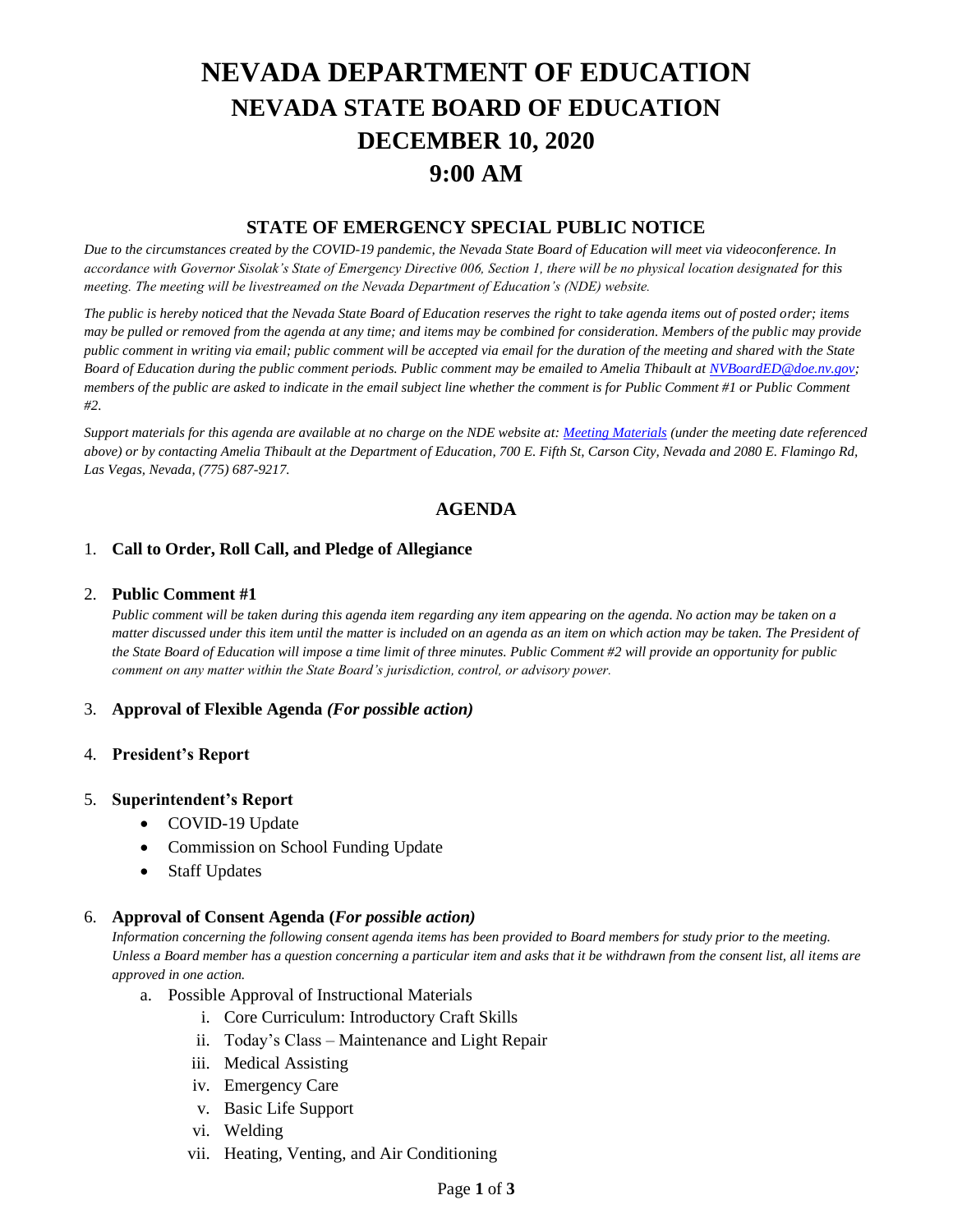# NEVADA DEPARTMENT OF EDUCATION
# NEVADA STATE BOARD OF EDUCATION
# DECEMBER 10, 2020
# 9:00 AM

## STATE OF EMERGENCY SPECIAL PUBLIC NOTICE

*Due to the circumstances created by the COVID-19 pandemic, the Nevada State Board of Education will meet via videoconference. In accordance with Governor Sisolak's State of Emergency Directive 006, Section 1, there will be no physical location designated for this meeting. The meeting will be livestreamed on the Nevada Department of Education's (NDE) website.*

*The public is hereby noticed that the Nevada State Board of Education reserves the right to take agenda items out of posted order; items may be pulled or removed from the agenda at any time; and items may be combined for consideration. Members of the public may provide public comment in writing via email; public comment will be accepted via email for the duration of the meeting and shared with the State Board of Education during the public comment periods. Public comment may be emailed to Amelia Thibault at [NVBoardED@doe.nv.gov](mailto:NVBoardED@doe.nv.gov); members of the public are asked to indicate in the email subject line whether the comment is for Public Comment #1 or Public Comment #2.*

*Support materials for this agenda are available at no charge on the NDE website at: [Meeting Materials]() (under the meeting date referenced above) or by contacting Amelia Thibault at the Department of Education, 700 E. Fifth St, Carson City, Nevada and 2080 E. Flamingo Rd, Las Vegas, Nevada, (775) 687-9217.*

## AGENDA

1. **Call to Order, Roll Call, and Pledge of Allegiance**

2. **Public Comment #1**
   *Public comment will be taken during this agenda item regarding any item appearing on the agenda. No action may be taken on a matter discussed under this item until the matter is included on an agenda as an item on which action may be taken. The President of the State Board of Education will impose a time limit of three minutes. Public Comment #2 will provide an opportunity for public comment on any matter within the State Board's jurisdiction, control, or advisory power.*

3. **Approval of Flexible Agenda** ***(For possible action)***

4. **President's Report**

5. **Superintendent's Report**
   - COVID-19 Update
   - Commission on School Funding Update
   - Staff Updates

6. **Approval of Consent Agenda (*****For possible action)***
   *Information concerning the following consent agenda items has been provided to Board members for study prior to the meeting. Unless a Board member has a question concerning a particular item and asks that it be withdrawn from the consent list, all items are approved in one action.*
   a. Possible Approval of Instructional Materials
      i. Core Curriculum: Introductory Craft Skills
      ii. Today's Class – Maintenance and Light Repair
      iii. Medical Assisting
      iv. Emergency Care
      v. Basic Life Support
      vi. Welding
      vii. Heating, Venting, and Air Conditioning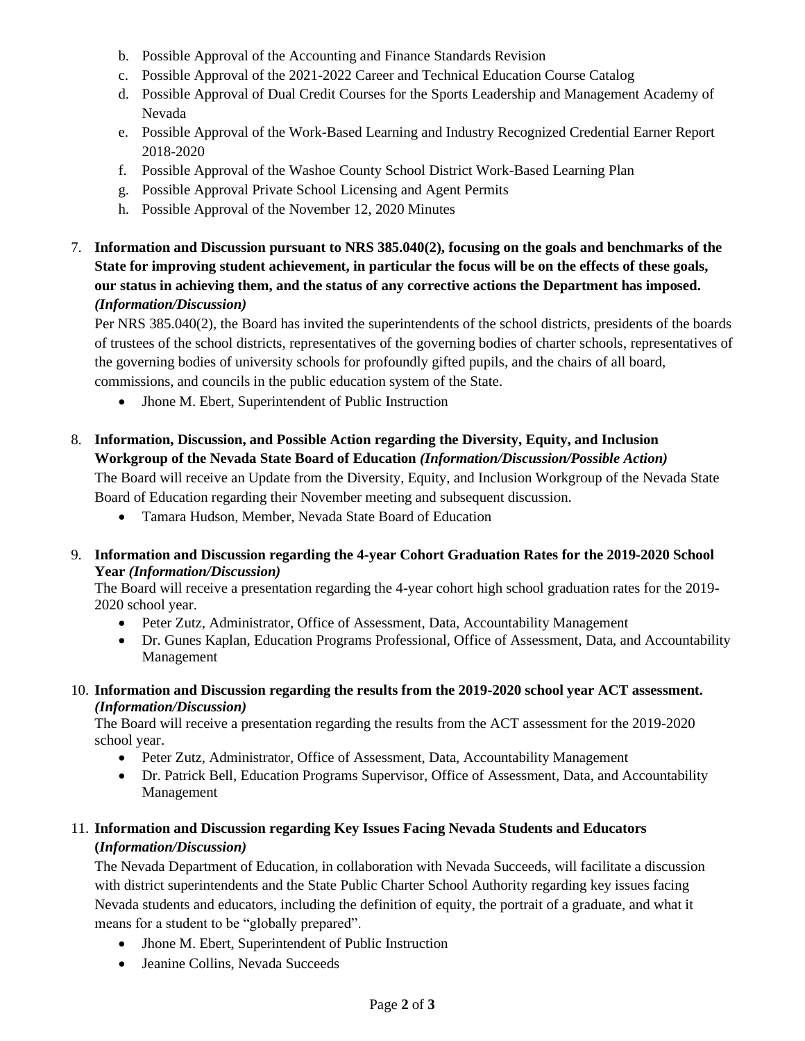b. Possible Approval of the Accounting and Finance Standards Revision
c. Possible Approval of the 2021-2022 Career and Technical Education Course Catalog
d. Possible Approval of Dual Credit Courses for the Sports Leadership and Management Academy of Nevada
e. Possible Approval of the Work-Based Learning and Industry Recognized Credential Earner Report 2018-2020
f. Possible Approval of the Washoe County School District Work-Based Learning Plan
g. Possible Approval Private School Licensing and Agent Permits
h. Possible Approval of the November 12, 2020 Minutes

7. **Information and Discussion pursuant to NRS 385.040(2), focusing on the goals and benchmarks of the State for improving student achievement, in particular the focus will be on the effects of these goals, our status in achieving them, and the status of any corrective actions the Department has imposed. *(Information/Discussion)***

   Per NRS 385.040(2), the Board has invited the superintendents of the school districts, presidents of the boards of trustees of the school districts, representatives of the governing bodies of charter schools, representatives of the governing bodies of university schools for profoundly gifted pupils, and the chairs of all board, commissions, and councils in the public education system of the State.

   - Jhone M. Ebert, Superintendent of Public Instruction

8. **Information, Discussion, and Possible Action regarding the Diversity, Equity, and Inclusion Workgroup of the Nevada State Board of Education *(Information/Discussion/Possible Action)***

   The Board will receive an Update from the Diversity, Equity, and Inclusion Workgroup of the Nevada State Board of Education regarding their November meeting and subsequent discussion.

   - Tamara Hudson, Member, Nevada State Board of Education

9. **Information and Discussion regarding the 4-year Cohort Graduation Rates for the 2019-2020 School Year *(Information/Discussion)***

   The Board will receive a presentation regarding the 4-year cohort high school graduation rates for the 2019-2020 school year.

   - Peter Zutz, Administrator, Office of Assessment, Data, Accountability Management
   - Dr. Gunes Kaplan, Education Programs Professional, Office of Assessment, Data, and Accountability Management

10. **Information and Discussion regarding the results from the 2019-2020 school year ACT assessment. *(Information/Discussion)***

    The Board will receive a presentation regarding the results from the ACT assessment for the 2019-2020 school year.

    - Peter Zutz, Administrator, Office of Assessment, Data, Accountability Management
    - Dr. Patrick Bell, Education Programs Supervisor, Office of Assessment, Data, and Accountability Management

11. **Information and Discussion regarding Key Issues Facing Nevada Students and Educators (*Information/Discussion)***

    The Nevada Department of Education, in collaboration with Nevada Succeeds, will facilitate a discussion with district superintendents and the State Public Charter School Authority regarding key issues facing Nevada students and educators, including the definition of equity, the portrait of a graduate, and what it means for a student to be "globally prepared".

    - Jhone M. Ebert, Superintendent of Public Instruction
    - Jeanine Collins, Nevada Succeeds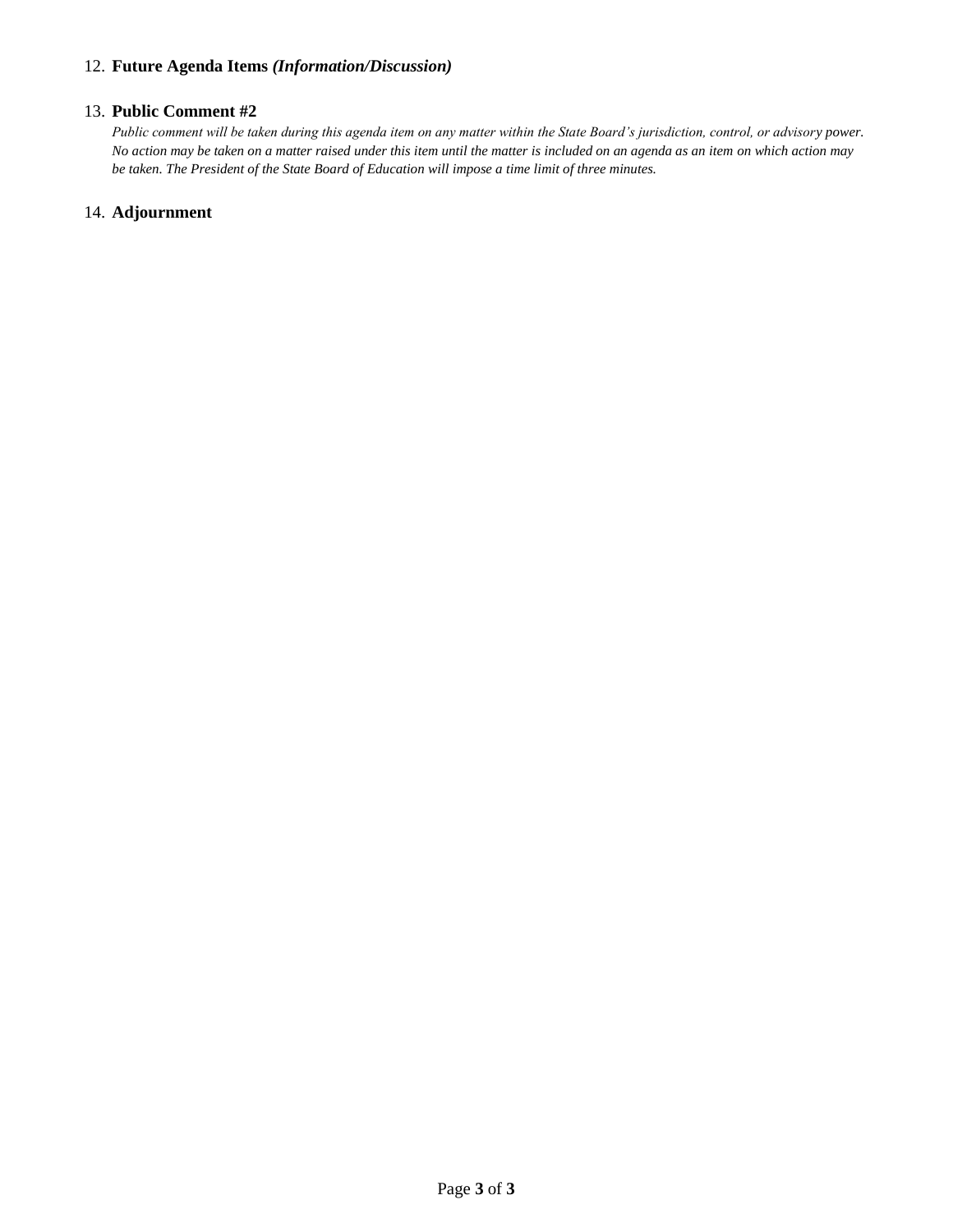12. **Future Agenda Items *(Information/Discussion)***

13. **Public Comment #2**

    *Public comment will be taken during this agenda item on any matter within the State Board's jurisdiction, control, or advisory power. No action may be taken on a matter raised under this item until the matter is included on an agenda as an item on which action may be taken. The President of the State Board of Education will impose a time limit of three minutes.*

14. **Adjournment**